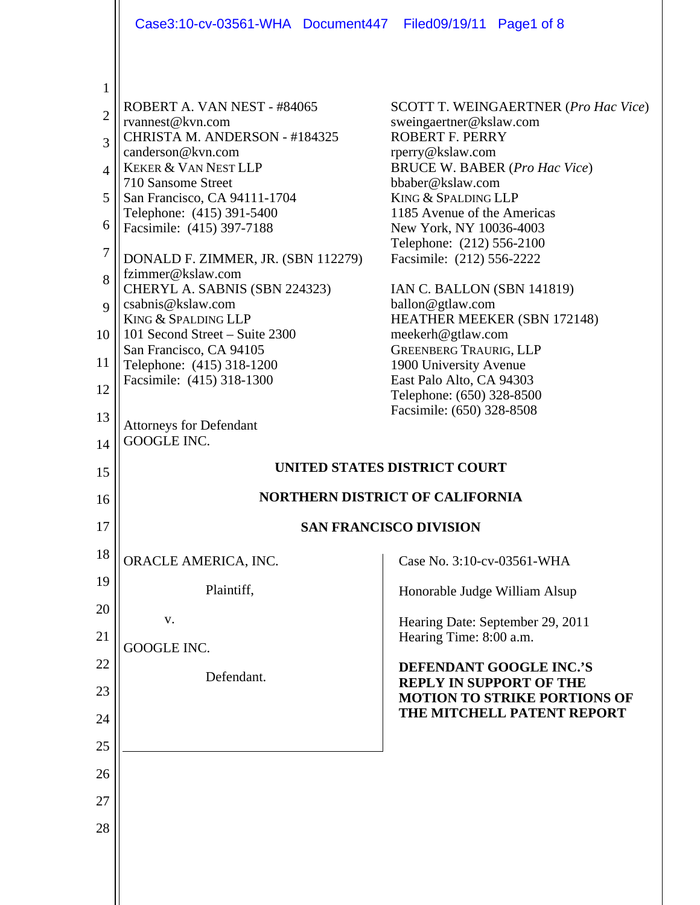ROBERT A. VAN NEST - #84065
rvannest@kvn.com
CHRISTA M. ANDERSON - #184325
canderson@kvn.com
KEKER & VAN NEST LLP
710 Sansome Street
San Francisco, CA 94111-1704
Telephone: (415) 391-5400
Facsimile: (415) 397-7188

DONALD F. ZIMMER, JR. (SBN 112279)
fzimmer@kslaw.com
CHERYL A. SABNIS (SBN 224323)
csabnis@kslaw.com
KING & SPALDING LLP
101 Second Street – Suite 2300
San Francisco, CA 94105
Telephone: (415) 318-1200
Facsimile: (415) 318-1300

SCOTT T. WEINGAERTNER (*Pro Hac Vice*)
sweingaertner@kslaw.com
ROBERT F. PERRY
rperry@kslaw.com
BRUCE W. BABER (*Pro Hac Vice*)
bbaber@kslaw.com
KING & SPALDING LLP
1185 Avenue of the Americas
New York, NY 10036-4003
Telephone: (212) 556-2100
Facsimile: (212) 556-2222

IAN C. BALLON (SBN 141819)
ballon@gtlaw.com
HEATHER MEEKER (SBN 172148)
meekerh@gtlaw.com
GREENBERG TRAURIG, LLP
1900 University Avenue
East Palo Alto, CA 94303
Telephone: (650) 328-8500
Facsimile: (650) 328-8508

Attorneys for Defendant
GOOGLE INC.

**UNITED STATES DISTRICT COURT**

**NORTHERN DISTRICT OF CALIFORNIA**

**SAN FRANCISCO DIVISION**

ORACLE AMERICA, INC.

Plaintiff,

v.

GOOGLE INC.

Defendant.

Case No. 3:10-cv-03561-WHA

Honorable Judge William Alsup

Hearing Date: September 29, 2011
Hearing Time: 8:00 a.m.

**DEFENDANT GOOGLE INC.'S REPLY IN SUPPORT OF THE MOTION TO STRIKE PORTIONS OF THE MITCHELL PATENT REPORT**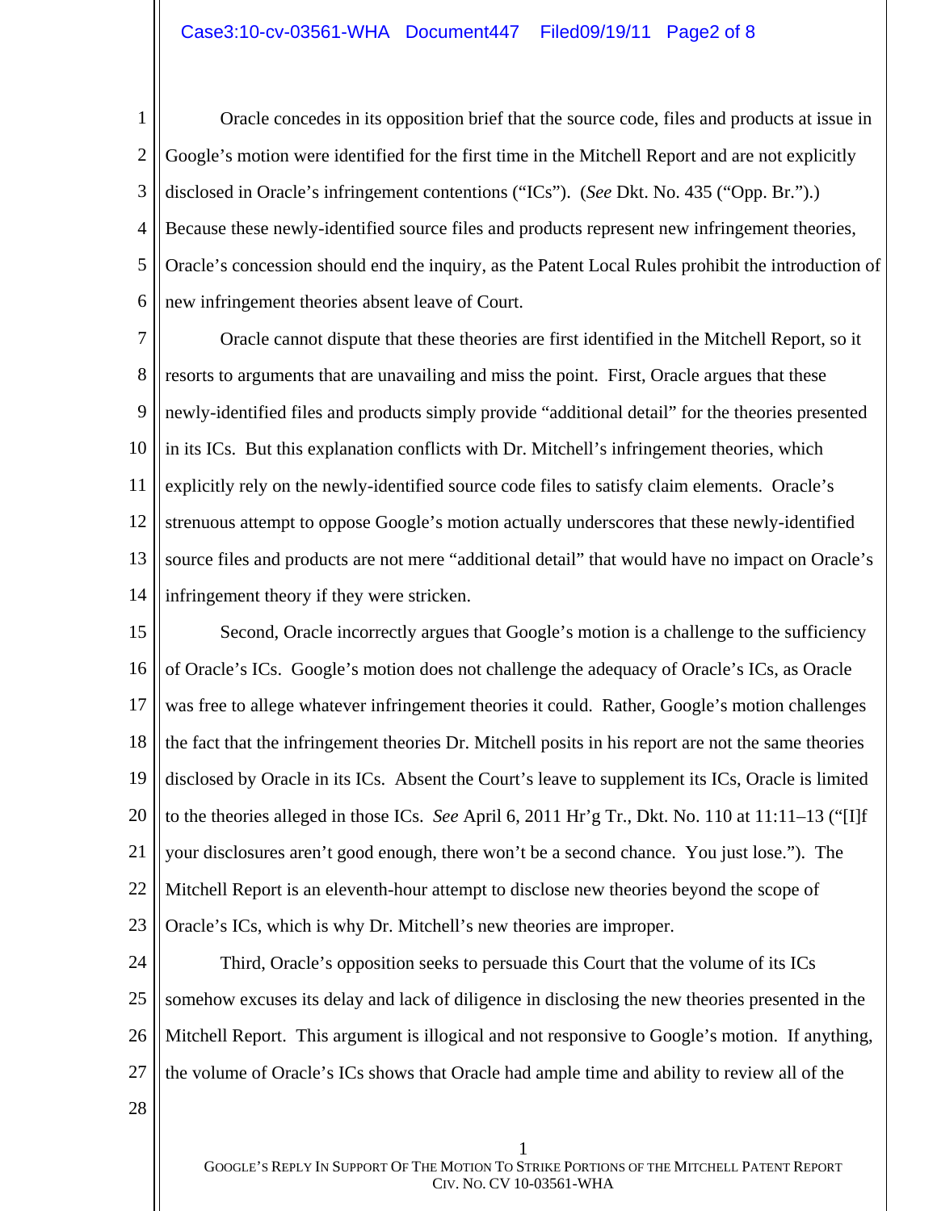Oracle concedes in its opposition brief that the source code, files and products at issue in Google's motion were identified for the first time in the Mitchell Report and are not explicitly disclosed in Oracle's infringement contentions ("ICs"). (*See* Dkt. No. 435 ("Opp. Br.").) Because these newly-identified source files and products represent new infringement theories, Oracle's concession should end the inquiry, as the Patent Local Rules prohibit the introduction of new infringement theories absent leave of Court.

Oracle cannot dispute that these theories are first identified in the Mitchell Report, so it resorts to arguments that are unavailing and miss the point. First, Oracle argues that these newly-identified files and products simply provide "additional detail" for the theories presented in its ICs. But this explanation conflicts with Dr. Mitchell's infringement theories, which explicitly rely on the newly-identified source code files to satisfy claim elements. Oracle's strenuous attempt to oppose Google's motion actually underscores that these newly-identified source files and products are not mere "additional detail" that would have no impact on Oracle's infringement theory if they were stricken.

Second, Oracle incorrectly argues that Google's motion is a challenge to the sufficiency of Oracle's ICs. Google's motion does not challenge the adequacy of Oracle's ICs, as Oracle was free to allege whatever infringement theories it could. Rather, Google's motion challenges the fact that the infringement theories Dr. Mitchell posits in his report are not the same theories disclosed by Oracle in its ICs. Absent the Court's leave to supplement its ICs, Oracle is limited to the theories alleged in those ICs. *See* April 6, 2011 Hr'g Tr., Dkt. No. 110 at 11:11–13 ("[I]f your disclosures aren't good enough, there won't be a second chance. You just lose."). The Mitchell Report is an eleventh-hour attempt to disclose new theories beyond the scope of Oracle's ICs, which is why Dr. Mitchell's new theories are improper.

Third, Oracle's opposition seeks to persuade this Court that the volume of its ICs somehow excuses its delay and lack of diligence in disclosing the new theories presented in the Mitchell Report. This argument is illogical and not responsive to Google's motion. If anything, the volume of Oracle's ICs shows that Oracle had ample time and ability to review all of the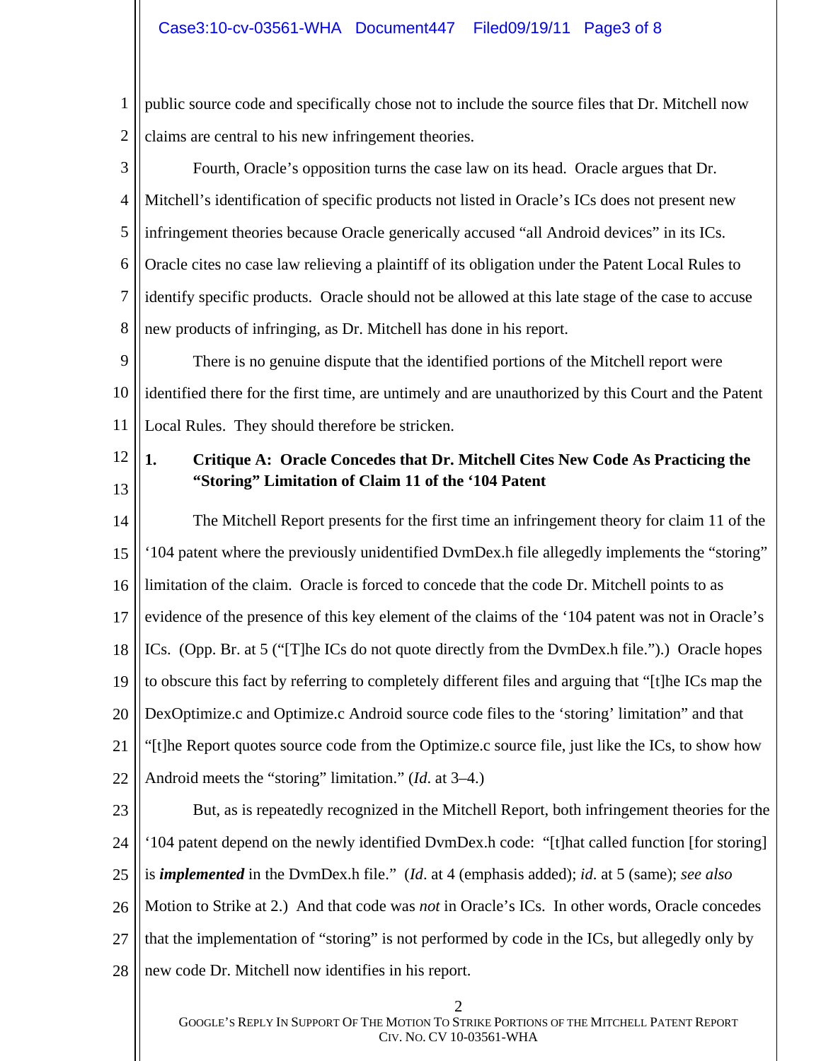public source code and specifically chose not to include the source files that Dr. Mitchell now claims are central to his new infringement theories.

Fourth, Oracle's opposition turns the case law on its head. Oracle argues that Dr. Mitchell's identification of specific products not listed in Oracle's ICs does not present new infringement theories because Oracle generically accused "all Android devices" in its ICs. Oracle cites no case law relieving a plaintiff of its obligation under the Patent Local Rules to identify specific products. Oracle should not be allowed at this late stage of the case to accuse new products of infringing, as Dr. Mitchell has done in his report.

There is no genuine dispute that the identified portions of the Mitchell report were identified there for the first time, are untimely and are unauthorized by this Court and the Patent Local Rules. They should therefore be stricken.

### 1. Critique A: Oracle Concedes that Dr. Mitchell Cites New Code As Practicing the "Storing" Limitation of Claim 11 of the '104 Patent

The Mitchell Report presents for the first time an infringement theory for claim 11 of the '104 patent where the previously unidentified DvmDex.h file allegedly implements the "storing" limitation of the claim. Oracle is forced to concede that the code Dr. Mitchell points to as evidence of the presence of this key element of the claims of the '104 patent was not in Oracle's ICs. (Opp. Br. at 5 ("[T]he ICs do not quote directly from the DvmDex.h file.").) Oracle hopes to obscure this fact by referring to completely different files and arguing that "[t]he ICs map the DexOptimize.c and Optimize.c Android source code files to the 'storing' limitation" and that "[t]he Report quotes source code from the Optimize.c source file, just like the ICs, to show how Android meets the "storing" limitation." (*Id.* at 3–4.)

But, as is repeatedly recognized in the Mitchell Report, both infringement theories for the '104 patent depend on the newly identified DvmDex.h code: "[t]hat called function [for storing] is ***implemented*** in the DvmDex.h file." (*Id*. at 4 (emphasis added); *id.* at 5 (same); *see also* Motion to Strike at 2.) And that code was *not* in Oracle's ICs. In other words, Oracle concedes that the implementation of "storing" is not performed by code in the ICs, but allegedly only by new code Dr. Mitchell now identifies in his report.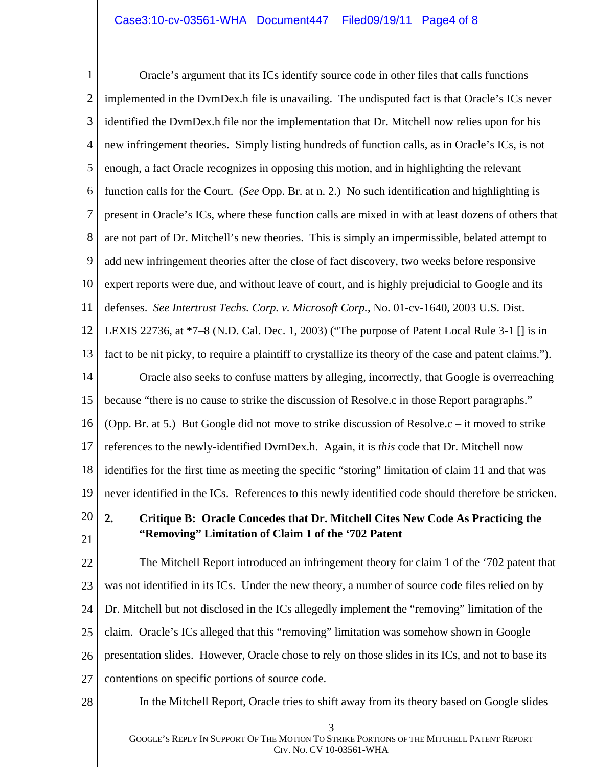Oracle's argument that its ICs identify source code in other files that calls functions implemented in the DvmDex.h file is unavailing. The undisputed fact is that Oracle's ICs never identified the DvmDex.h file nor the implementation that Dr. Mitchell now relies upon for his new infringement theories. Simply listing hundreds of function calls, as in Oracle's ICs, is not enough, a fact Oracle recognizes in opposing this motion, and in highlighting the relevant function calls for the Court. (*See* Opp. Br. at n. 2.) No such identification and highlighting is present in Oracle's ICs, where these function calls are mixed in with at least dozens of others that are not part of Dr. Mitchell's new theories. This is simply an impermissible, belated attempt to add new infringement theories after the close of fact discovery, two weeks before responsive expert reports were due, and without leave of court, and is highly prejudicial to Google and its defenses. *See Intertrust Techs. Corp. v. Microsoft Corp.*, No. 01-cv-1640, 2003 U.S. Dist. LEXIS 22736, at *7–8 (N.D. Cal. Dec. 1, 2003) ("The purpose of Patent Local Rule 3-1 [] is in fact to be nit picky, to require a plaintiff to crystallize its theory of the case and patent claims.").

Oracle also seeks to confuse matters by alleging, incorrectly, that Google is overreaching because "there is no cause to strike the discussion of Resolve.c in those Report paragraphs." (Opp. Br. at 5.) But Google did not move to strike discussion of Resolve.c – it moved to strike references to the newly-identified DvmDex.h. Again, it is *this* code that Dr. Mitchell now identifies for the first time as meeting the specific "storing" limitation of claim 11 and that was never identified in the ICs. References to this newly identified code should therefore be stricken.

### 2. Critique B: Oracle Concedes that Dr. Mitchell Cites New Code As Practicing the "Removing" Limitation of Claim 1 of the '702 Patent

The Mitchell Report introduced an infringement theory for claim 1 of the '702 patent that was not identified in its ICs. Under the new theory, a number of source code files relied on by Dr. Mitchell but not disclosed in the ICs allegedly implement the "removing" limitation of the claim. Oracle's ICs alleged that this "removing" limitation was somehow shown in Google presentation slides. However, Oracle chose to rely on those slides in its ICs, and not to base its contentions on specific portions of source code.

In the Mitchell Report, Oracle tries to shift away from its theory based on Google slides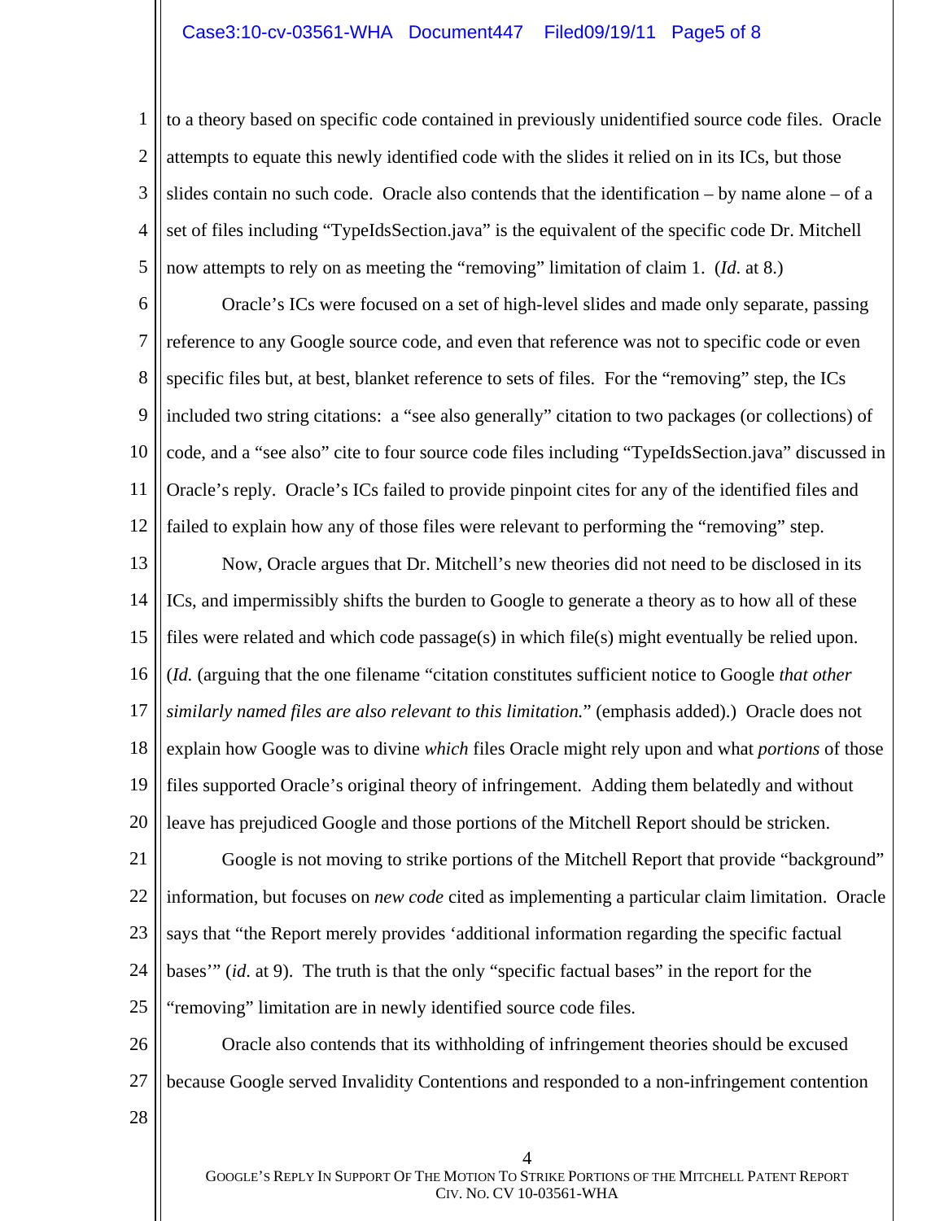to a theory based on specific code contained in previously unidentified source code files. Oracle attempts to equate this newly identified code with the slides it relied on in its ICs, but those slides contain no such code. Oracle also contends that the identification – by name alone – of a set of files including "TypeIdsSection.java" is the equivalent of the specific code Dr. Mitchell now attempts to rely on as meeting the "removing" limitation of claim 1. (*Id.* at 8.)

Oracle's ICs were focused on a set of high-level slides and made only separate, passing reference to any Google source code, and even that reference was not to specific code or even specific files but, at best, blanket reference to sets of files. For the "removing" step, the ICs included two string citations: a "see also generally" citation to two packages (or collections) of code, and a "see also" cite to four source code files including "TypeIdsSection.java" discussed in Oracle's reply. Oracle's ICs failed to provide pinpoint cites for any of the identified files and failed to explain how any of those files were relevant to performing the "removing" step.

Now, Oracle argues that Dr. Mitchell's new theories did not need to be disclosed in its ICs, and impermissibly shifts the burden to Google to generate a theory as to how all of these files were related and which code passage(s) in which file(s) might eventually be relied upon. (*Id.* (arguing that the one filename "citation constitutes sufficient notice to Google *that other similarly named files are also relevant to this limitation.*" (emphasis added).) Oracle does not explain how Google was to divine *which* files Oracle might rely upon and what *portions* of those files supported Oracle's original theory of infringement. Adding them belatedly and without leave has prejudiced Google and those portions of the Mitchell Report should be stricken.

Google is not moving to strike portions of the Mitchell Report that provide "background" information, but focuses on *new code* cited as implementing a particular claim limitation. Oracle says that "the Report merely provides 'additional information regarding the specific factual bases'" (*id.* at 9). The truth is that the only "specific factual bases" in the report for the "removing" limitation are in newly identified source code files.

Oracle also contends that its withholding of infringement theories should be excused because Google served Invalidity Contentions and responded to a non-infringement contention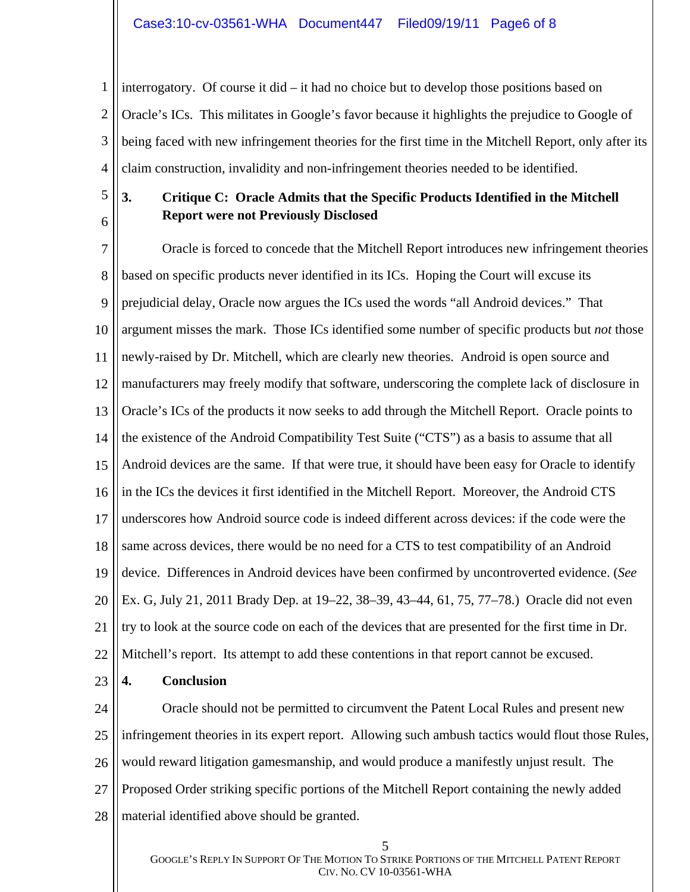interrogatory. Of course it did – it had no choice but to develop those positions based on Oracle's ICs. This militates in Google's favor because it highlights the prejudice to Google of being faced with new infringement theories for the first time in the Mitchell Report, only after its claim construction, invalidity and non-infringement theories needed to be identified.

### 3. Critique C: Oracle Admits that the Specific Products Identified in the Mitchell Report were not Previously Disclosed

Oracle is forced to concede that the Mitchell Report introduces new infringement theories based on specific products never identified in its ICs. Hoping the Court will excuse its prejudicial delay, Oracle now argues the ICs used the words "all Android devices." That argument misses the mark. Those ICs identified some number of specific products but *not* those newly-raised by Dr. Mitchell, which are clearly new theories. Android is open source and manufacturers may freely modify that software, underscoring the complete lack of disclosure in Oracle's ICs of the products it now seeks to add through the Mitchell Report. Oracle points to the existence of the Android Compatibility Test Suite ("CTS") as a basis to assume that all Android devices are the same. If that were true, it should have been easy for Oracle to identify in the ICs the devices it first identified in the Mitchell Report. Moreover, the Android CTS underscores how Android source code is indeed different across devices: if the code were the same across devices, there would be no need for a CTS to test compatibility of an Android device. Differences in Android devices have been confirmed by uncontroverted evidence. (*See* Ex. G, July 21, 2011 Brady Dep. at 19–22, 38–39, 43–44, 61, 75, 77–78.) Oracle did not even try to look at the source code on each of the devices that are presented for the first time in Dr. Mitchell's report. Its attempt to add these contentions in that report cannot be excused.

### 4. Conclusion

Oracle should not be permitted to circumvent the Patent Local Rules and present new infringement theories in its expert report. Allowing such ambush tactics would flout those Rules, would reward litigation gamesmanship, and would produce a manifestly unjust result. The Proposed Order striking specific portions of the Mitchell Report containing the newly added material identified above should be granted.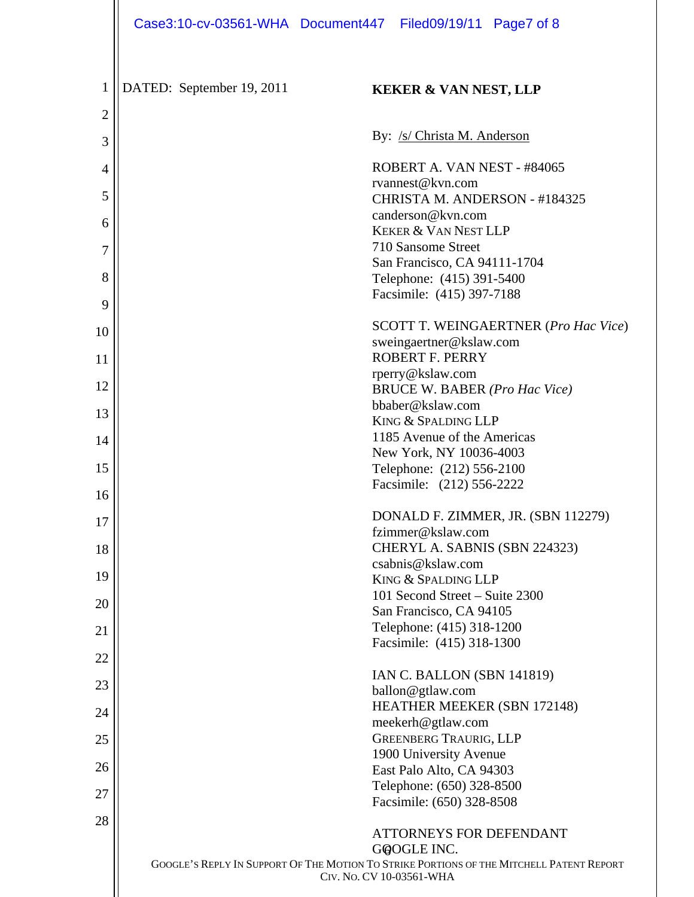DATED: September 19, 2011

**KEKER & VAN NEST, LLP**

By: /s/ Christa M. Anderson

ROBERT A. VAN NEST - #84065
rvannest@kvn.com
CHRISTA M. ANDERSON - #184325
canderson@kvn.com
KEKER & VAN NEST LLP
710 Sansome Street
San Francisco, CA 94111-1704
Telephone: (415) 391-5400
Facsimile: (415) 397-7188

SCOTT T. WEINGAERTNER (*Pro Hac Vice*)
sweingaertner@kslaw.com
ROBERT F. PERRY
rperry@kslaw.com
BRUCE W. BABER *(Pro Hac Vice)*
bbaber@kslaw.com
KING & SPALDING LLP
1185 Avenue of the Americas
New York, NY 10036-4003
Telephone: (212) 556-2100
Facsimile: (212) 556-2222

DONALD F. ZIMMER, JR. (SBN 112279)
fzimmer@kslaw.com
CHERYL A. SABNIS (SBN 224323)
csabnis@kslaw.com
KING & SPALDING LLP
101 Second Street – Suite 2300
San Francisco, CA 94105
Telephone: (415) 318-1200
Facsimile: (415) 318-1300

IAN C. BALLON (SBN 141819)
ballon@gtlaw.com
HEATHER MEEKER (SBN 172148)
meekerh@gtlaw.com
GREENBERG TRAURIG, LLP
1900 University Avenue
East Palo Alto, CA 94303
Telephone: (650) 328-8500
Facsimile: (650) 328-8508

ATTORNEYS FOR DEFENDANT
GOOGLE INC.

GOOGLE'S REPLY IN SUPPORT OF THE MOTION TO STRIKE PORTIONS OF THE MITCHELL PATENT REPORT
CIV. NO. CV 10-03561-WHA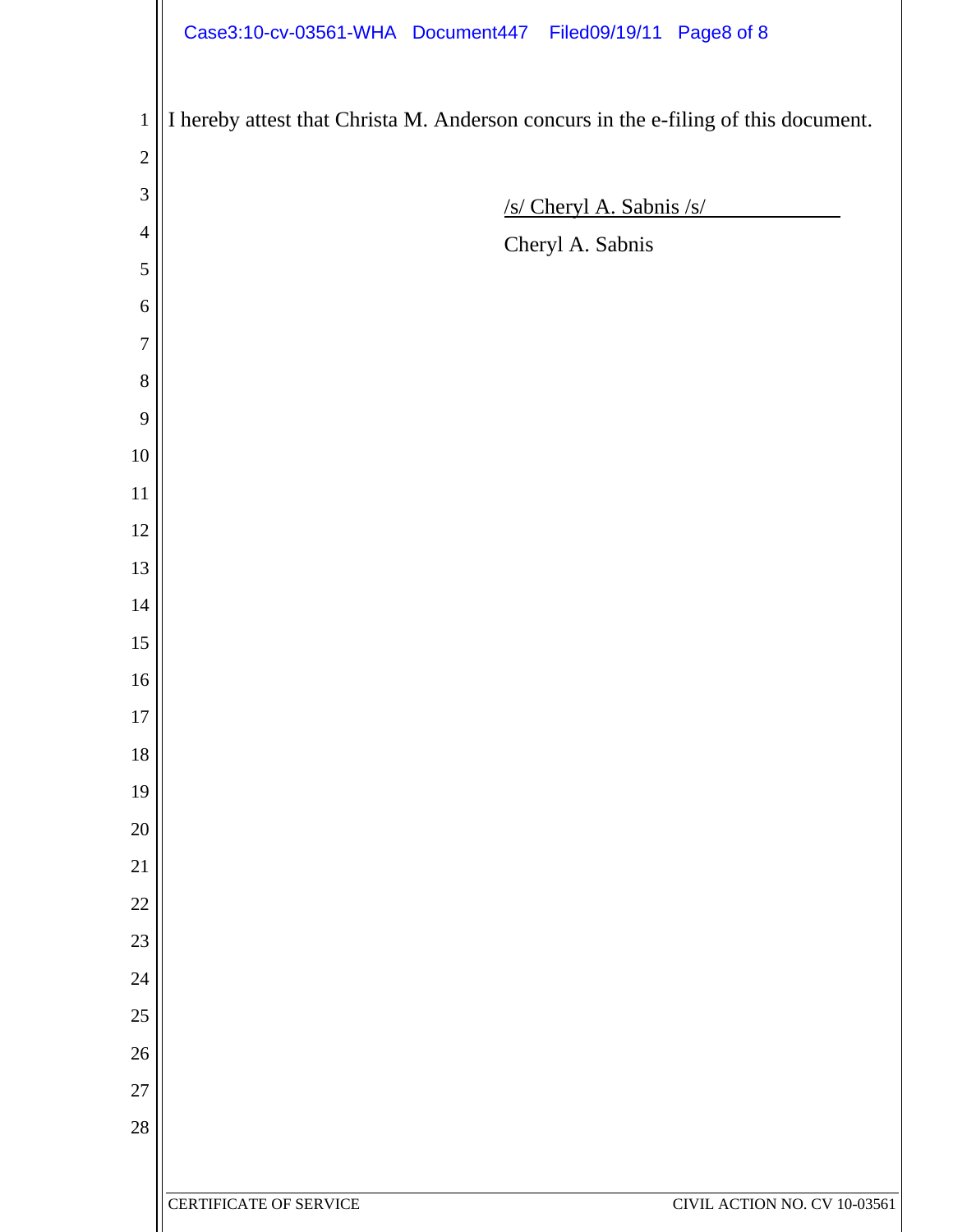I hereby attest that Christa M. Anderson concurs in the e-filing of this document.

/s/ Cheryl A. Sabnis /s/

Cheryl A. Sabnis